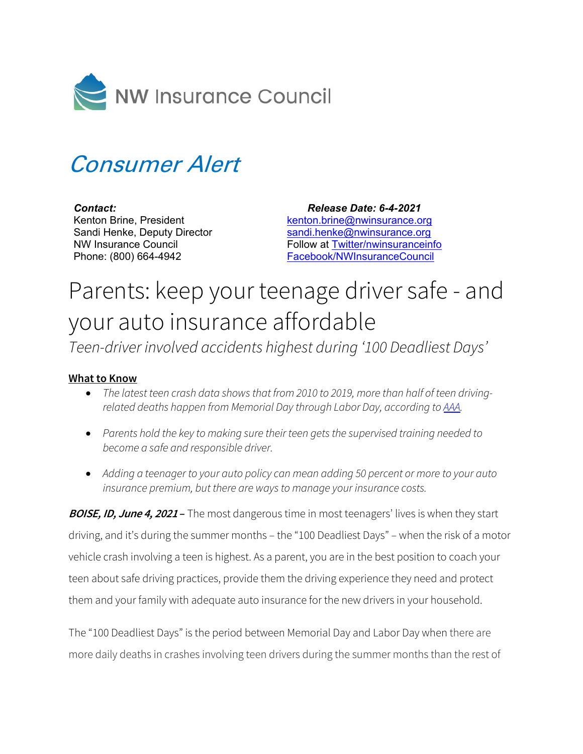NW Insurance Council

# *Consumer Alert*

***Contact:***
Kenton Brine, President
Sandi Henke, Deputy Director
NW Insurance Council
Phone: (800) 664-4942

***Release Date: 6-4-2021***
kenton.brine@nwinsurance.org
sandi.henke@nwinsurance.org
Follow at Twitter/nwinsuranceinfo
Facebook/NWInsuranceCouncil

# Parents: keep your teenage driver safe - and your auto insurance affordable

*Teen-driver involved accidents highest during '100 Deadliest Days'*

**What to Know**

- *The latest teen crash data shows that from 2010 to 2019, more than half of teen driving-related deaths happen from Memorial Day through Labor Day, according to AAA.*
- *Parents hold the key to making sure their teen gets the supervised training needed to become a safe and responsible driver.*
- *Adding a teenager to your auto policy can mean adding 50 percent or more to your auto insurance premium, but there are ways to manage your insurance costs.*

***BOISE, ID, June 4, 2021*** **–** The most dangerous time in most teenagers' lives is when they start driving, and it's during the summer months – the "100 Deadliest Days" – when the risk of a motor vehicle crash involving a teen is highest. As a parent, you are in the best position to coach your teen about safe driving practices, provide them the driving experience they need and protect them and your family with adequate auto insurance for the new drivers in your household.

The "100 Deadliest Days" is the period between Memorial Day and Labor Day when there are more daily deaths in crashes involving teen drivers during the summer months than the rest of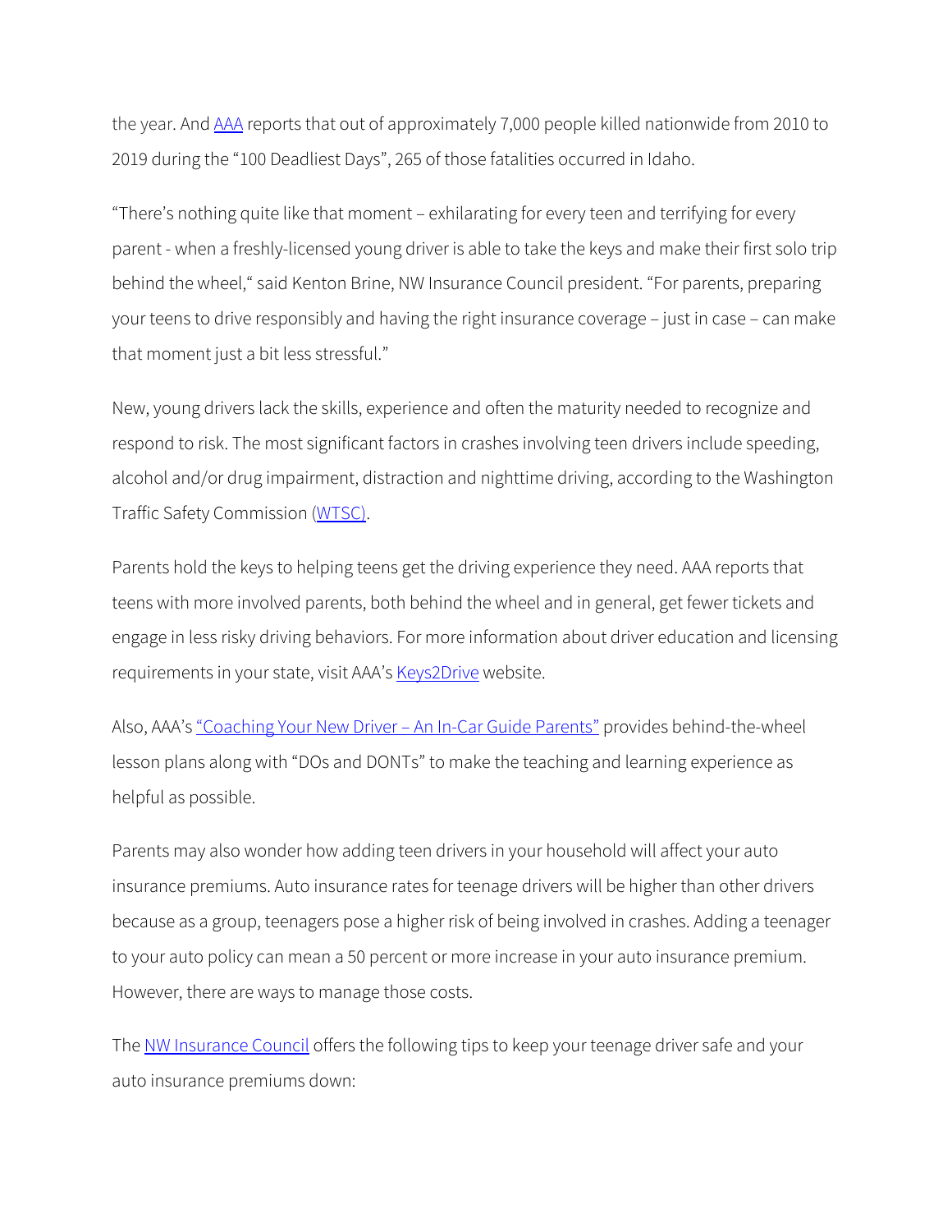the year. And [AAA](#) reports that out of approximately 7,000 people killed nationwide from 2010 to 2019 during the "100 Deadliest Days", 265 of those fatalities occurred in Idaho.

"There's nothing quite like that moment – exhilarating for every teen and terrifying for every parent - when a freshly-licensed young driver is able to take the keys and make their first solo trip behind the wheel," said Kenton Brine, NW Insurance Council president. "For parents, preparing your teens to drive responsibly and having the right insurance coverage – just in case – can make that moment just a bit less stressful."

New, young drivers lack the skills, experience and often the maturity needed to recognize and respond to risk. The most significant factors in crashes involving teen drivers include speeding, alcohol and/or drug impairment, distraction and nighttime driving, according to the Washington Traffic Safety Commission ([WTSC](#)).

Parents hold the keys to helping teens get the driving experience they need. AAA reports that teens with more involved parents, both behind the wheel and in general, get fewer tickets and engage in less risky driving behaviors. For more information about driver education and licensing requirements in your state, visit AAA's [Keys2Drive](#) website.

Also, AAA's ["Coaching Your New Driver – An In-Car Guide Parents"](#) provides behind-the-wheel lesson plans along with "DOs and DONTs" to make the teaching and learning experience as helpful as possible.

Parents may also wonder how adding teen drivers in your household will affect your auto insurance premiums. Auto insurance rates for teenage drivers will be higher than other drivers because as a group, teenagers pose a higher risk of being involved in crashes. Adding a teenager to your auto policy can mean a 50 percent or more increase in your auto insurance premium. However, there are ways to manage those costs.

The [NW Insurance Council](#) offers the following tips to keep your teenage driver safe and your auto insurance premiums down: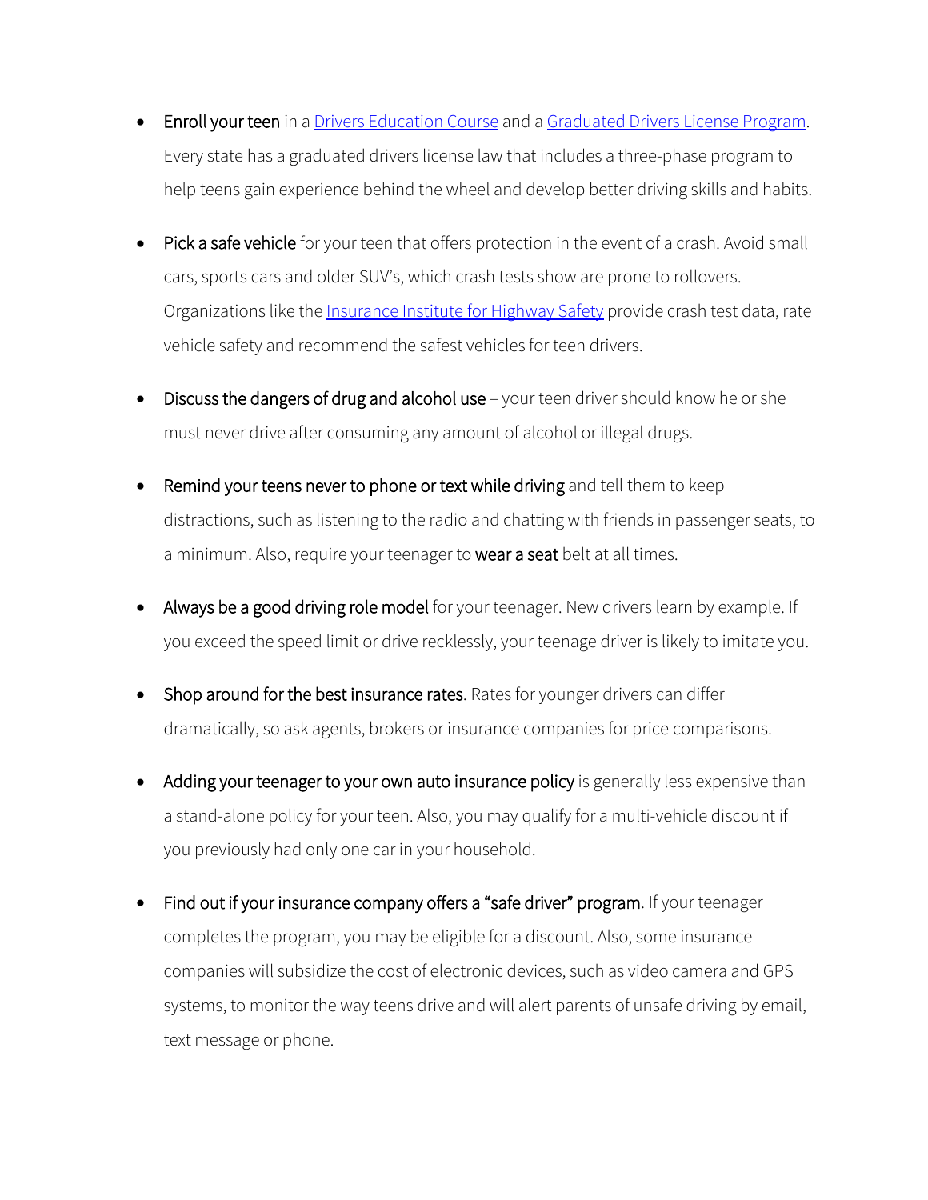- **Enroll your teen** in a [Drivers Education Course] and a [Graduated Drivers License Program]. Every state has a graduated drivers license law that includes a three-phase program to help teens gain experience behind the wheel and develop better driving skills and habits.

- **Pick a safe vehicle** for your teen that offers protection in the event of a crash. Avoid small cars, sports cars and older SUV's, which crash tests show are prone to rollovers. Organizations like the [Insurance Institute for Highway Safety] provide crash test data, rate vehicle safety and recommend the safest vehicles for teen drivers.

- **Discuss the dangers of drug and alcohol use** – your teen driver should know he or she must never drive after consuming any amount of alcohol or illegal drugs.

- **Remind your teens never to phone or text while driving** and tell them to keep distractions, such as listening to the radio and chatting with friends in passenger seats, to a minimum. Also, require your teenager to **wear a seat** belt at all times.

- **Always be a good driving role model** for your teenager. New drivers learn by example. If you exceed the speed limit or drive recklessly, your teenage driver is likely to imitate you.

- **Shop around for the best insurance rates**. Rates for younger drivers can differ dramatically, so ask agents, brokers or insurance companies for price comparisons.

- **Adding your teenager to your own auto insurance policy** is generally less expensive than a stand-alone policy for your teen. Also, you may qualify for a multi-vehicle discount if you previously had only one car in your household.

- **Find out if your insurance company offers a "safe driver" program**. If your teenager completes the program, you may be eligible for a discount. Also, some insurance companies will subsidize the cost of electronic devices, such as video camera and GPS systems, to monitor the way teens drive and will alert parents of unsafe driving by email, text message or phone.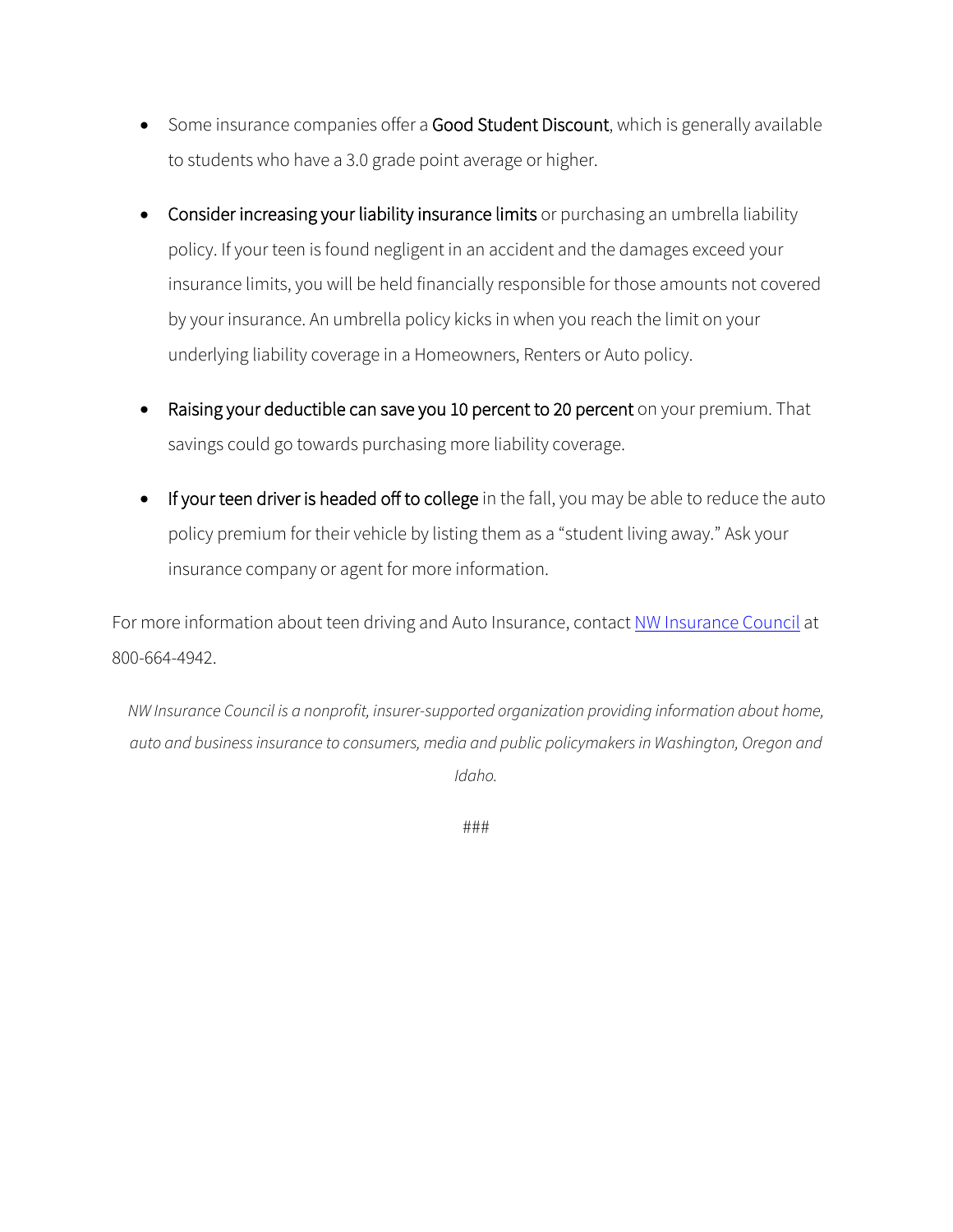- Some insurance companies offer a **Good Student Discount**, which is generally available to students who have a 3.0 grade point average or higher.

- **Consider increasing your liability insurance limits** or purchasing an umbrella liability policy. If your teen is found negligent in an accident and the damages exceed your insurance limits, you will be held financially responsible for those amounts not covered by your insurance. An umbrella policy kicks in when you reach the limit on your underlying liability coverage in a Homeowners, Renters or Auto policy.

- **Raising your deductible can save you 10 percent to 20 percent** on your premium. That savings could go towards purchasing more liability coverage.

- **If your teen driver is headed off to college** in the fall, you may be able to reduce the auto policy premium for their vehicle by listing them as a "student living away." Ask your insurance company or agent for more information.

For more information about teen driving and Auto Insurance, contact NW Insurance Council at 800-664-4942.

*NW Insurance Council is a nonprofit, insurer-supported organization providing information about home, auto and business insurance to consumers, media and public policymakers in Washington, Oregon and Idaho.*

###